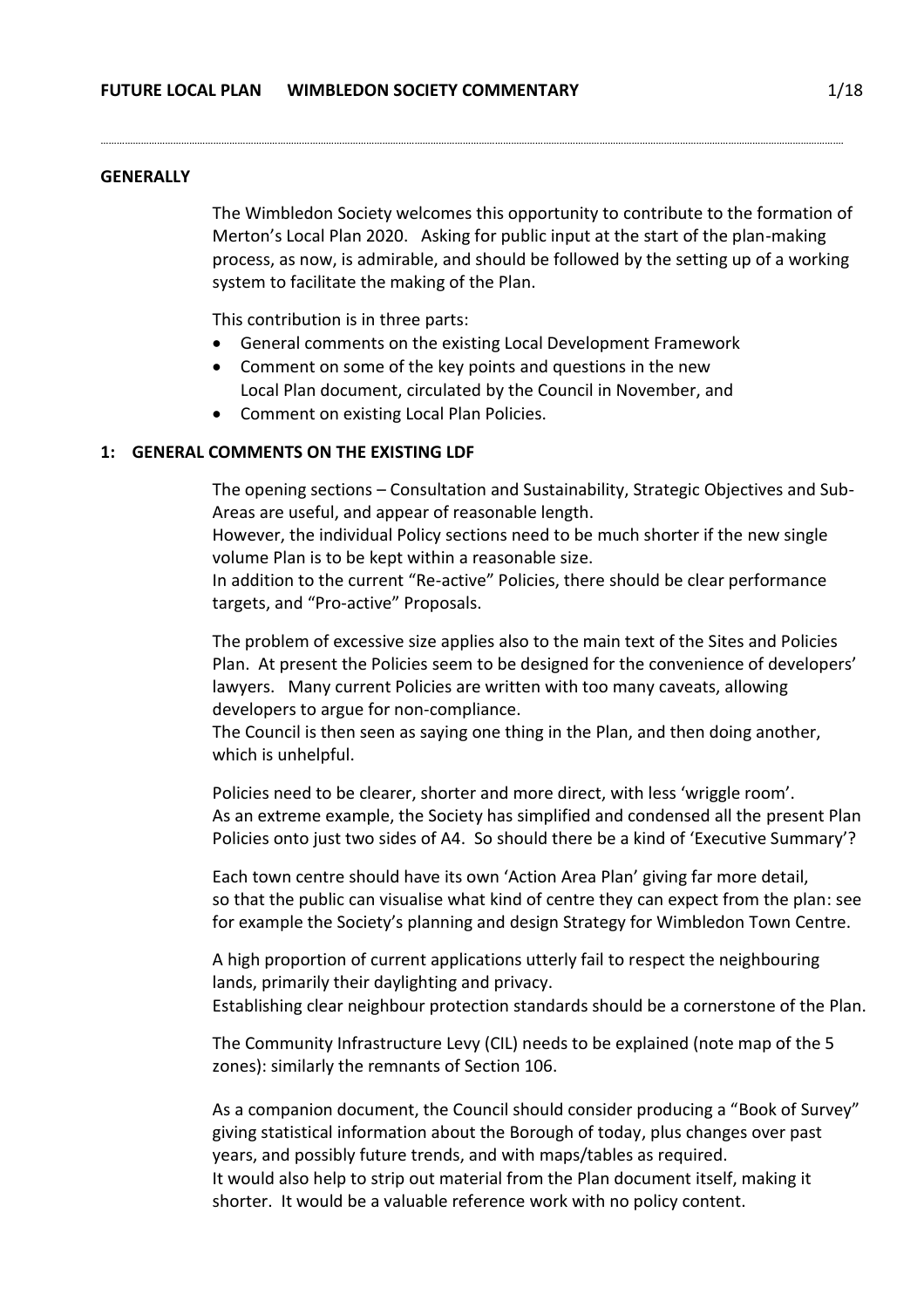# FUTURE LOCAL PLAN WIMBLEDON SOCIETY COMMENTARY

## GENERALLY

The Wimbledon Society welcomes this opportunity to contribute to the formation of Merton's Local Plan 2020. Asking for public input at the start of the plan-making process, as now, is admirable, and should be followed by the setting up of a working system to facilitate the making of the Plan.

This contribution is in three parts:

- General comments on the existing Local Development Framework
- Comment on some of the key points and questions in the new Local Plan document, circulated by the Council in November, and
- Comment on existing Local Plan Policies.

## 1: GENERAL COMMENTS ON THE EXISTING LDF

The opening sections – Consultation and Sustainability, Strategic Objectives and Sub-Areas are useful, and appear of reasonable length.
However, the individual Policy sections need to be much shorter if the new single volume Plan is to be kept within a reasonable size.
In addition to the current "Re-active" Policies, there should be clear performance targets, and "Pro-active" Proposals.

The problem of excessive size applies also to the main text of the Sites and Policies Plan. At present the Policies seem to be designed for the convenience of developers' lawyers. Many current Policies are written with too many caveats, allowing developers to argue for non-compliance.
The Council is then seen as saying one thing in the Plan, and then doing another, which is unhelpful.

Policies need to be clearer, shorter and more direct, with less 'wriggle room'.
As an extreme example, the Society has simplified and condensed all the present Plan Policies onto just two sides of A4. So should there be a kind of 'Executive Summary'?

Each town centre should have its own 'Action Area Plan' giving far more detail, so that the public can visualise what kind of centre they can expect from the plan: see for example the Society's planning and design Strategy for Wimbledon Town Centre.

A high proportion of current applications utterly fail to respect the neighbouring lands, primarily their daylighting and privacy.
Establishing clear neighbour protection standards should be a cornerstone of the Plan.

The Community Infrastructure Levy (CIL) needs to be explained (note map of the 5 zones): similarly the remnants of Section 106.

As a companion document, the Council should consider producing a "Book of Survey" giving statistical information about the Borough of today, plus changes over past years, and possibly future trends, and with maps/tables as required.
It would also help to strip out material from the Plan document itself, making it shorter. It would be a valuable reference work with no policy content.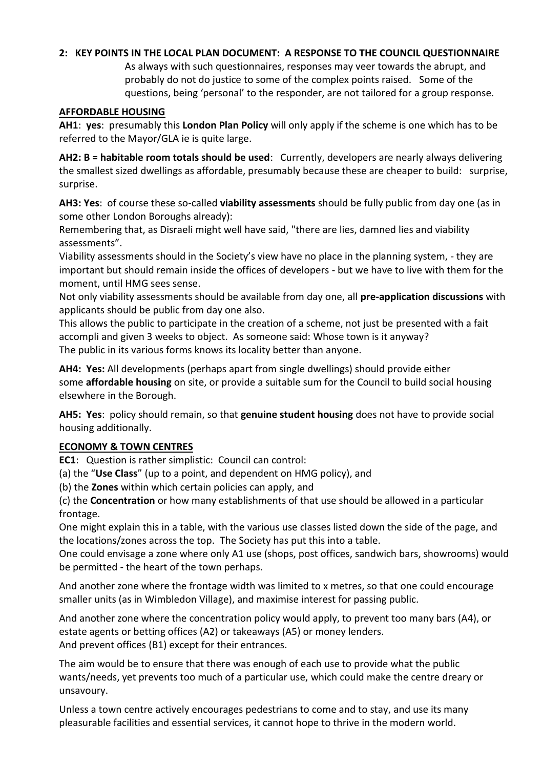## 2: KEY POINTS IN THE LOCAL PLAN DOCUMENT: A RESPONSE TO THE COUNCIL QUESTIONNAIRE

As always with such questionnaires, responses may veer towards the abrupt, and probably do not do justice to some of the complex points raised. Some of the questions, being 'personal' to the responder, are not tailored for a group response.

### AFFORDABLE HOUSING

**AH1**: **yes**: presumably this **London Plan Policy** will only apply if the scheme is one which has to be referred to the Mayor/GLA ie is quite large.

**AH2: B = habitable room totals should be used**: Currently, developers are nearly always delivering the smallest sized dwellings as affordable, presumably because these are cheaper to build: surprise, surprise.

**AH3: Yes**: of course these so-called **viability assessments** should be fully public from day one (as in some other London Boroughs already):
Remembering that, as Disraeli might well have said, "there are lies, damned lies and viability assessments".
Viability assessments should in the Society's view have no place in the planning system, - they are important but should remain inside the offices of developers - but we have to live with them for the moment, until HMG sees sense.
Not only viability assessments should be available from day one, all **pre-application discussions** with applicants should be public from day one also.
This allows the public to participate in the creation of a scheme, not just be presented with a fait accompli and given 3 weeks to object. As someone said: Whose town is it anyway?
The public in its various forms knows its locality better than anyone.

**AH4: Yes:** All developments (perhaps apart from single dwellings) should provide either some **affordable housing** on site, or provide a suitable sum for the Council to build social housing elsewhere in the Borough.

**AH5: Yes**: policy should remain, so that **genuine student housing** does not have to provide social housing additionally.

### ECONOMY & TOWN CENTRES

**EC1**: Question is rather simplistic: Council can control:
(a) the "**Use Class**" (up to a point, and dependent on HMG policy), and
(b) the **Zones** within which certain policies can apply, and
(c) the **Concentration** or how many establishments of that use should be allowed in a particular frontage.
One might explain this in a table, with the various use classes listed down the side of the page, and the locations/zones across the top. The Society has put this into a table.
One could envisage a zone where only A1 use (shops, post offices, sandwich bars, showrooms) would be permitted - the heart of the town perhaps.

And another zone where the frontage width was limited to x metres, so that one could encourage smaller units (as in Wimbledon Village), and maximise interest for passing public.

And another zone where the concentration policy would apply, to prevent too many bars (A4), or estate agents or betting offices (A2) or takeaways (A5) or money lenders.
And prevent offices (B1) except for their entrances.

The aim would be to ensure that there was enough of each use to provide what the public wants/needs, yet prevents too much of a particular use, which could make the centre dreary or unsavoury.

Unless a town centre actively encourages pedestrians to come and to stay, and use its many pleasurable facilities and essential services, it cannot hope to thrive in the modern world.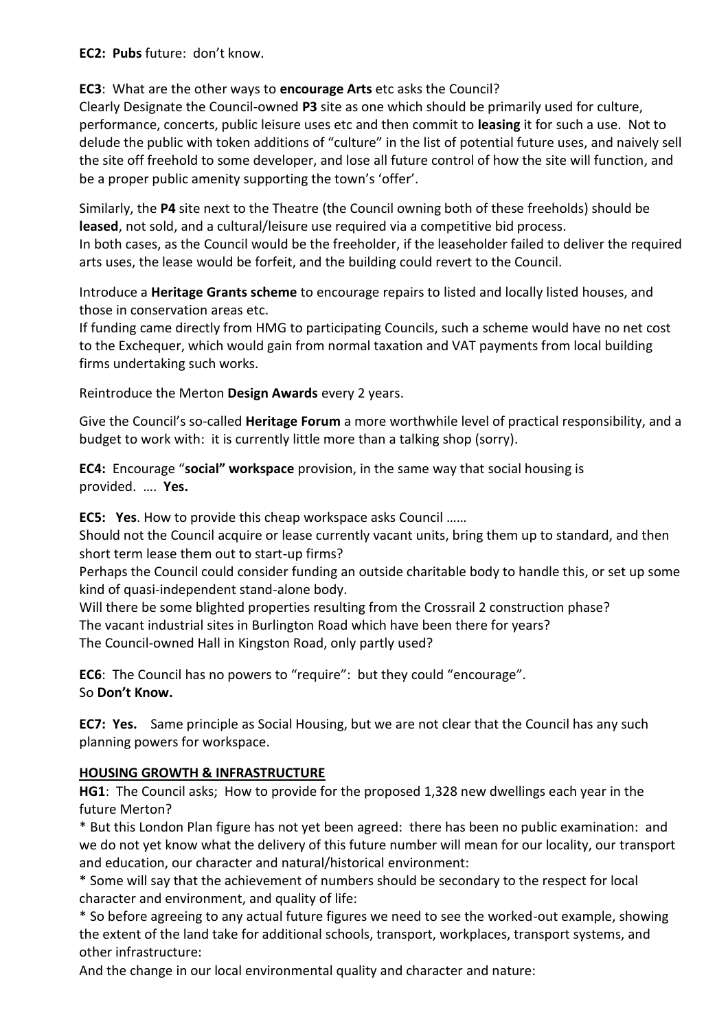**EC2: Pubs** future: don't know.

**EC3**: What are the other ways to **encourage Arts** etc asks the Council?
Clearly Designate the Council-owned **P3** site as one which should be primarily used for culture, performance, concerts, public leisure uses etc and then commit to **leasing** it for such a use. Not to delude the public with token additions of "culture" in the list of potential future uses, and naively sell the site off freehold to some developer, and lose all future control of how the site will function, and be a proper public amenity supporting the town's 'offer'.

Similarly, the **P4** site next to the Theatre (the Council owning both of these freeholds) should be **leased**, not sold, and a cultural/leisure use required via a competitive bid process.
In both cases, as the Council would be the freeholder, if the leaseholder failed to deliver the required arts uses, the lease would be forfeit, and the building could revert to the Council.

Introduce a **Heritage Grants scheme** to encourage repairs to listed and locally listed houses, and those in conservation areas etc.
If funding came directly from HMG to participating Councils, such a scheme would have no net cost to the Exchequer, which would gain from normal taxation and VAT payments from local building firms undertaking such works.

Reintroduce the Merton **Design Awards** every 2 years.

Give the Council's so-called **Heritage Forum** a more worthwhile level of practical responsibility, and a budget to work with: it is currently little more than a talking shop (sorry).

**EC4:** Encourage "**social" workspace** provision, in the same way that social housing is provided. …. **Yes.**

**EC5: Yes**. How to provide this cheap workspace asks Council ……
Should not the Council acquire or lease currently vacant units, bring them up to standard, and then short term lease them out to start-up firms?
Perhaps the Council could consider funding an outside charitable body to handle this, or set up some kind of quasi-independent stand-alone body.
Will there be some blighted properties resulting from the Crossrail 2 construction phase?
The vacant industrial sites in Burlington Road which have been there for years?
The Council-owned Hall in Kingston Road, only partly used?

**EC6**: The Council has no powers to "require": but they could "encourage".
So **Don't Know.**

**EC7: Yes.** Same principle as Social Housing, but we are not clear that the Council has any such planning powers for workspace.

**HOUSING GROWTH & INFRASTRUCTURE**

**HG1**: The Council asks; How to provide for the proposed 1,328 new dwellings each year in the future Merton?
* But this London Plan figure has not yet been agreed: there has been no public examination: and we do not yet know what the delivery of this future number will mean for our locality, our transport and education, our character and natural/historical environment:
* Some will say that the achievement of numbers should be secondary to the respect for local character and environment, and quality of life:
* So before agreeing to any actual future figures we need to see the worked-out example, showing the extent of the land take for additional schools, transport, workplaces, transport systems, and other infrastructure:
And the change in our local environmental quality and character and nature: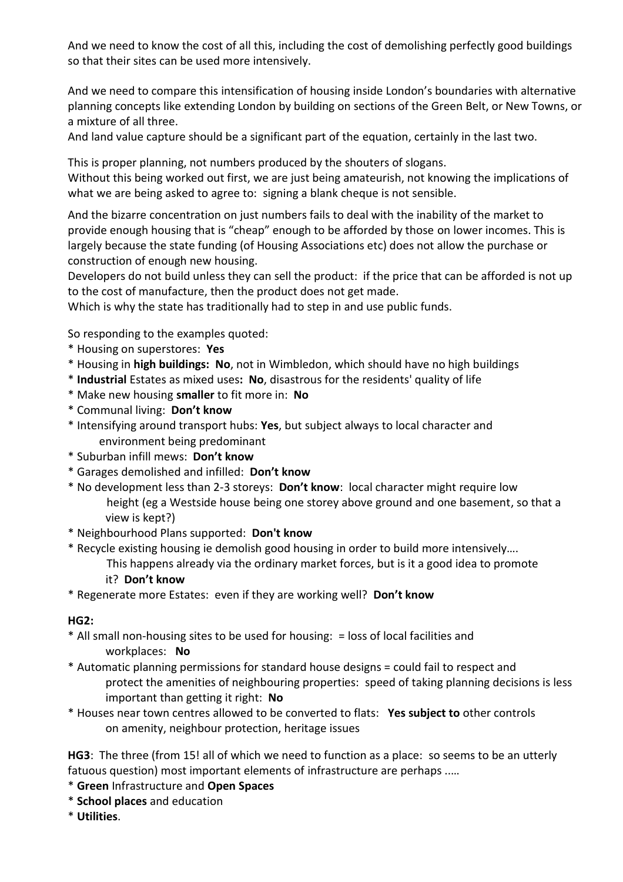And we need to know the cost of all this, including the cost of demolishing perfectly good buildings so that their sites can be used more intensively.

And we need to compare this intensification of housing inside London's boundaries with alternative planning concepts like extending London by building on sections of the Green Belt, or New Towns, or a mixture of all three.
And land value capture should be a significant part of the equation, certainly in the last two.

This is proper planning, not numbers produced by the shouters of slogans.
Without this being worked out first, we are just being amateurish, not knowing the implications of what we are being asked to agree to: signing a blank cheque is not sensible.

And the bizarre concentration on just numbers fails to deal with the inability of the market to provide enough housing that is "cheap" enough to be afforded by those on lower incomes. This is largely because the state funding (of Housing Associations etc) does not allow the purchase or construction of enough new housing.
Developers do not build unless they can sell the product: if the price that can be afforded is not up to the cost of manufacture, then the product does not get made.
Which is why the state has traditionally had to step in and use public funds.

So responding to the examples quoted:

* Housing on superstores: **Yes**
* Housing in **high buildings: No**, not in Wimbledon, which should have no high buildings
* **Industrial** Estates as mixed uses**: No**, disastrous for the residents' quality of life
* Make new housing **smaller** to fit more in: **No**
* Communal living: **Don't know**
* Intensifying around transport hubs: **Yes**, but subject always to local character and environment being predominant
* Suburban infill mews: **Don't know**
* Garages demolished and infilled: **Don't know**
* No development less than 2-3 storeys: **Don't know**: local character might require low height (eg a Westside house being one storey above ground and one basement, so that a view is kept?)
* Neighbourhood Plans supported: **Don't know**
* Recycle existing housing ie demolish good housing in order to build more intensively…. This happens already via the ordinary market forces, but is it a good idea to promote it? **Don't know**
* Regenerate more Estates: even if they are working well? **Don't know**

**HG2:**

* All small non-housing sites to be used for housing: = loss of local facilities and workplaces: **No**
* Automatic planning permissions for standard house designs = could fail to respect and protect the amenities of neighbouring properties: speed of taking planning decisions is less important than getting it right: **No**
* Houses near town centres allowed to be converted to flats: **Yes subject to** other controls on amenity, neighbour protection, heritage issues

**HG3**: The three (from 15! all of which we need to function as a place: so seems to be an utterly fatuous question) most important elements of infrastructure are perhaps .….

* **Green** Infrastructure and **Open Spaces**
* **School places** and education
* **Utilities**.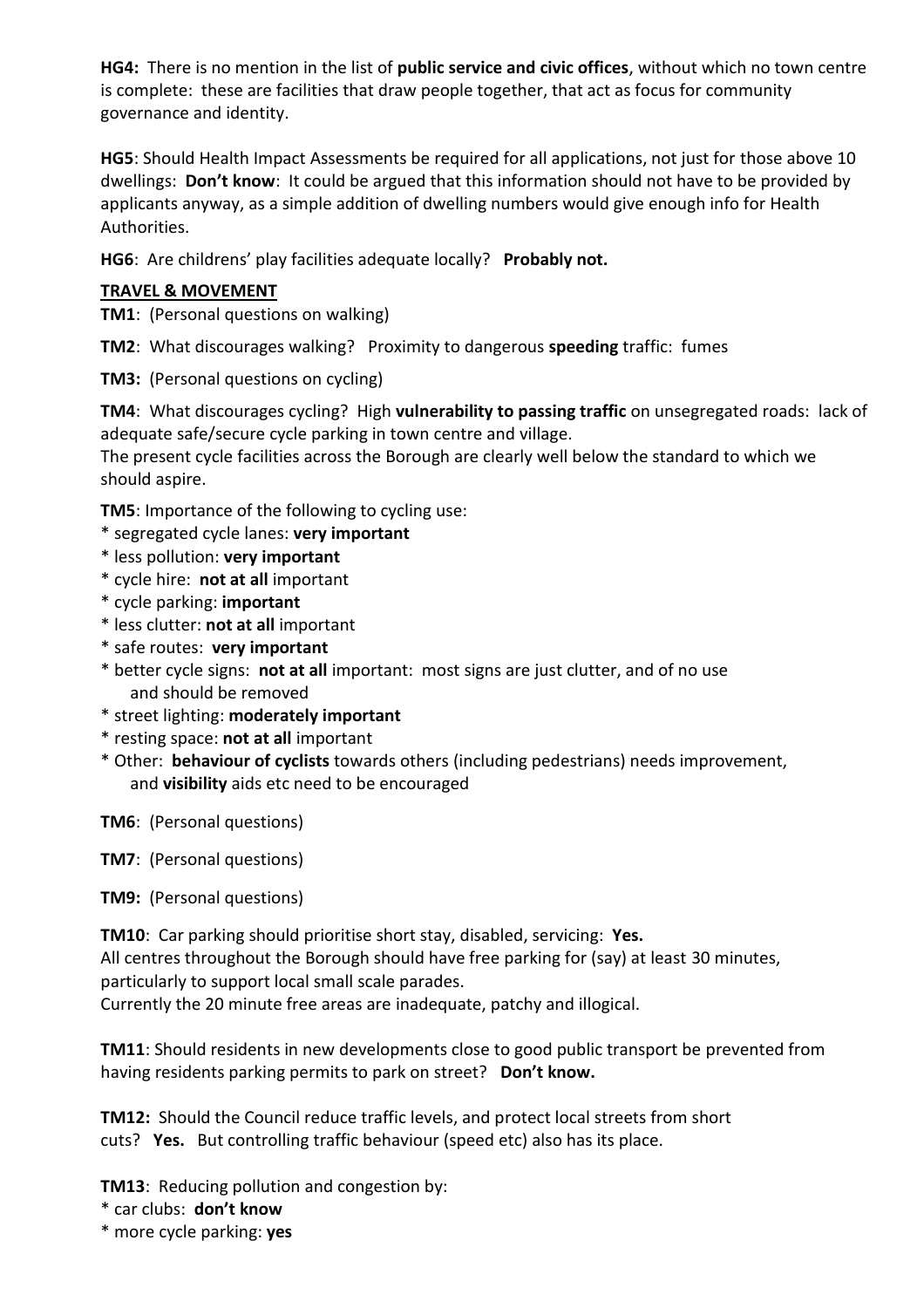**HG4:** There is no mention in the list of **public service and civic offices**, without which no town centre is complete: these are facilities that draw people together, that act as focus for community governance and identity.

**HG5**: Should Health Impact Assessments be required for all applications, not just for those above 10 dwellings: **Don't know**: It could be argued that this information should not have to be provided by applicants anyway, as a simple addition of dwelling numbers would give enough info for Health Authorities.

**HG6**: Are childrens' play facilities adequate locally? **Probably not.**

**TRAVEL & MOVEMENT**

**TM1**: (Personal questions on walking)

**TM2**: What discourages walking? Proximity to dangerous **speeding** traffic: fumes

**TM3:** (Personal questions on cycling)

**TM4**: What discourages cycling? High **vulnerability to passing traffic** on unsegregated roads: lack of adequate safe/secure cycle parking in town centre and village.
The present cycle facilities across the Borough are clearly well below the standard to which we should aspire.

**TM5**: Importance of the following to cycling use:

* segregated cycle lanes: **very important**
* less pollution: **very important**
* cycle hire: **not at all** important
* cycle parking: **important**
* less clutter: **not at all** important
* safe routes: **very important**
* better cycle signs: **not at all** important: most signs are just clutter, and of no use and should be removed
* street lighting: **moderately important**
* resting space: **not at all** important
* Other: **behaviour of cyclists** towards others (including pedestrians) needs improvement, and **visibility** aids etc need to be encouraged

**TM6**: (Personal questions)

**TM7**: (Personal questions)

**TM9:** (Personal questions)

**TM10**: Car parking should prioritise short stay, disabled, servicing: **Yes.**
All centres throughout the Borough should have free parking for (say) at least 30 minutes, particularly to support local small scale parades.
Currently the 20 minute free areas are inadequate, patchy and illogical.

**TM11**: Should residents in new developments close to good public transport be prevented from having residents parking permits to park on street? **Don't know.**

**TM12:** Should the Council reduce traffic levels, and protect local streets from short cuts? **Yes.** But controlling traffic behaviour (speed etc) also has its place.

**TM13**: Reducing pollution and congestion by:

* car clubs: **don't know**
* more cycle parking: **yes**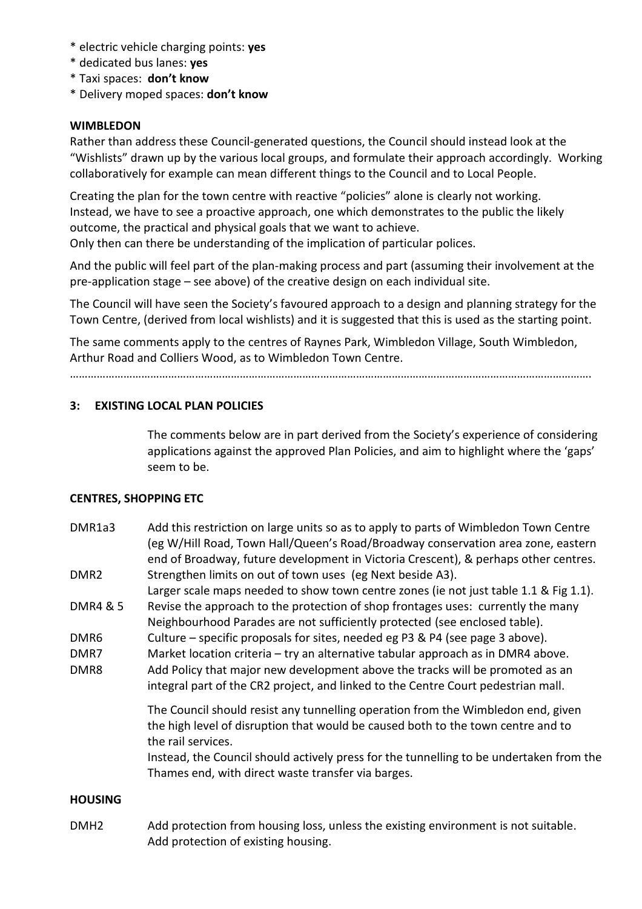* electric vehicle charging points: **yes**
* dedicated bus lanes: **yes**
* Taxi spaces: **don't know**
* Delivery moped spaces: **don't know**

**WIMBLEDON**

Rather than address these Council-generated questions, the Council should instead look at the "Wishlists" drawn up by the various local groups, and formulate their approach accordingly. Working collaboratively for example can mean different things to the Council and to Local People.

Creating the plan for the town centre with reactive "policies" alone is clearly not working. Instead, we have to see a proactive approach, one which demonstrates to the public the likely outcome, the practical and physical goals that we want to achieve.
Only then can there be understanding of the implication of particular polices.

And the public will feel part of the plan-making process and part (assuming their involvement at the pre-application stage – see above) of the creative design on each individual site.

The Council will have seen the Society's favoured approach to a design and planning strategy for the Town Centre, (derived from local wishlists) and it is suggested that this is used as the starting point.

The same comments apply to the centres of Raynes Park, Wimbledon Village, South Wimbledon, Arthur Road and Colliers Wood, as to Wimbledon Town Centre.

…………………………………………………………………………………………………………………………………………………………

## 3: EXISTING LOCAL PLAN POLICIES

The comments below are in part derived from the Society's experience of considering applications against the approved Plan Policies, and aim to highlight where the 'gaps' seem to be.

**CENTRES, SHOPPING ETC**

| | |
|---|---|
| DMR1a3 | Add this restriction on large units so as to apply to parts of Wimbledon Town Centre (eg W/Hill Road, Town Hall/Queen's Road/Broadway conservation area zone, eastern end of Broadway, future development in Victoria Crescent), & perhaps other centres. |
| DMR2 | Strengthen limits on out of town uses (eg Next beside A3). Larger scale maps needed to show town centre zones (ie not just table 1.1 & Fig 1.1). |
| DMR4 & 5 | Revise the approach to the protection of shop frontages uses: currently the many Neighbourhood Parades are not sufficiently protected (see enclosed table). |
| DMR6 | Culture – specific proposals for sites, needed eg P3 & P4 (see page 3 above). |
| DMR7 | Market location criteria – try an alternative tabular approach as in DMR4 above. |
| DMR8 | Add Policy that major new development above the tracks will be promoted as an integral part of the CR2 project, and linked to the Centre Court pedestrian mall. |

The Council should resist any tunnelling operation from the Wimbledon end, given the high level of disruption that would be caused both to the town centre and to the rail services.
Instead, the Council should actively press for the tunnelling to be undertaken from the Thames end, with direct waste transfer via barges.

**HOUSING**

| | |
|---|---|
| DMH2 | Add protection from housing loss, unless the existing environment is not suitable. Add protection of existing housing. |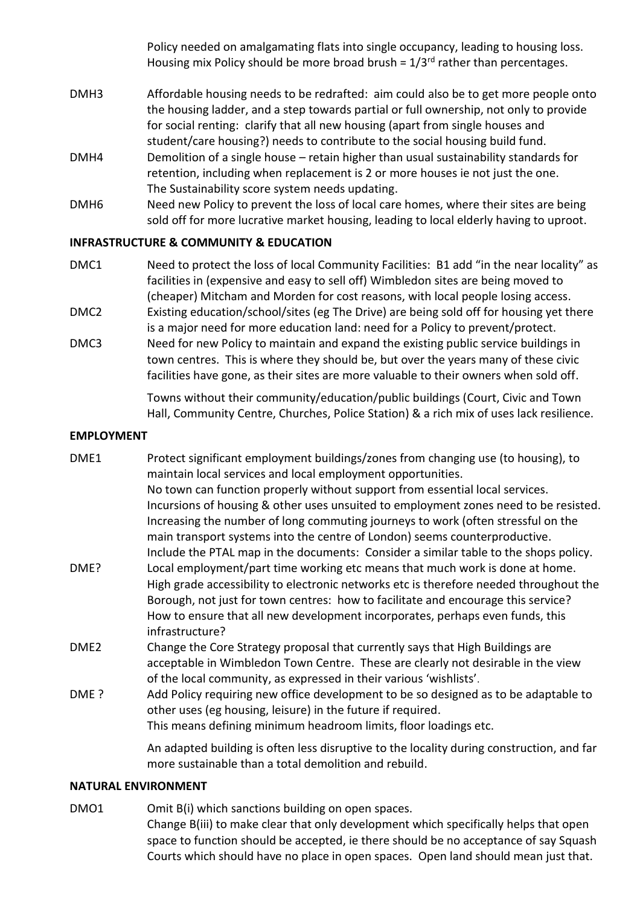Policy needed on amalgamating flats into single occupancy, leading to housing loss. Housing mix Policy should be more broad brush = 1/3rd rather than percentages.

| | |
|---|---|
| DMH3 | Affordable housing needs to be redrafted: aim could also be to get more people onto the housing ladder, and a step towards partial or full ownership, not only to provide for social renting: clarify that all new housing (apart from single houses and student/care housing?) needs to contribute to the social housing build fund. |
| DMH4 | Demolition of a single house – retain higher than usual sustainability standards for retention, including when replacement is 2 or more houses ie not just the one. The Sustainability score system needs updating. |
| DMH6 | Need new Policy to prevent the loss of local care homes, where their sites are being sold off for more lucrative market housing, leading to local elderly having to uproot. |

**INFRASTRUCTURE & COMMUNITY & EDUCATION**

| | |
|---|---|
| DMC1 | Need to protect the loss of local Community Facilities: B1 add "in the near locality" as facilities in (expensive and easy to sell off) Wimbledon sites are being moved to (cheaper) Mitcham and Morden for cost reasons, with local people losing access. |
| DMC2 | Existing education/school/sites (eg The Drive) are being sold off for housing yet there is a major need for more education land: need for a Policy to prevent/protect. |
| DMC3 | Need for new Policy to maintain and expand the existing public service buildings in town centres. This is where they should be, but over the years many of these civic facilities have gone, as their sites are more valuable to their owners when sold off. Towns without their community/education/public buildings (Court, Civic and Town Hall, Community Centre, Churches, Police Station) & a rich mix of uses lack resilience. |

**EMPLOYMENT**

| | |
|---|---|
| DME1 | Protect significant employment buildings/zones from changing use (to housing), to maintain local services and local employment opportunities. No town can function properly without support from essential local services. Incursions of housing & other uses unsuited to employment zones need to be resisted. Increasing the number of long commuting journeys to work (often stressful on the main transport systems into the centre of London) seems counterproductive. Include the PTAL map in the documents: Consider a similar table to the shops policy. |
| DME? | Local employment/part time working etc means that much work is done at home. High grade accessibility to electronic networks etc is therefore needed throughout the Borough, not just for town centres: how to facilitate and encourage this service? How to ensure that all new development incorporates, perhaps even funds, this infrastructure? |
| DME2 | Change the Core Strategy proposal that currently says that High Buildings are acceptable in Wimbledon Town Centre. These are clearly not desirable in the view of the local community, as expressed in their various 'wishlists'. |
| DME ? | Add Policy requiring new office development to be so designed as to be adaptable to other uses (eg housing, leisure) in the future if required. This means defining minimum headroom limits, floor loadings etc. An adapted building is often less disruptive to the locality during construction, and far more sustainable than a total demolition and rebuild. |

**NATURAL ENVIRONMENT**

| | |
|---|---|
| DMO1 | Omit B(i) which sanctions building on open spaces. Change B(iii) to make clear that only development which specifically helps that open space to function should be accepted, ie there should be no acceptance of say Squash Courts which should have no place in open spaces. Open land should mean just that. |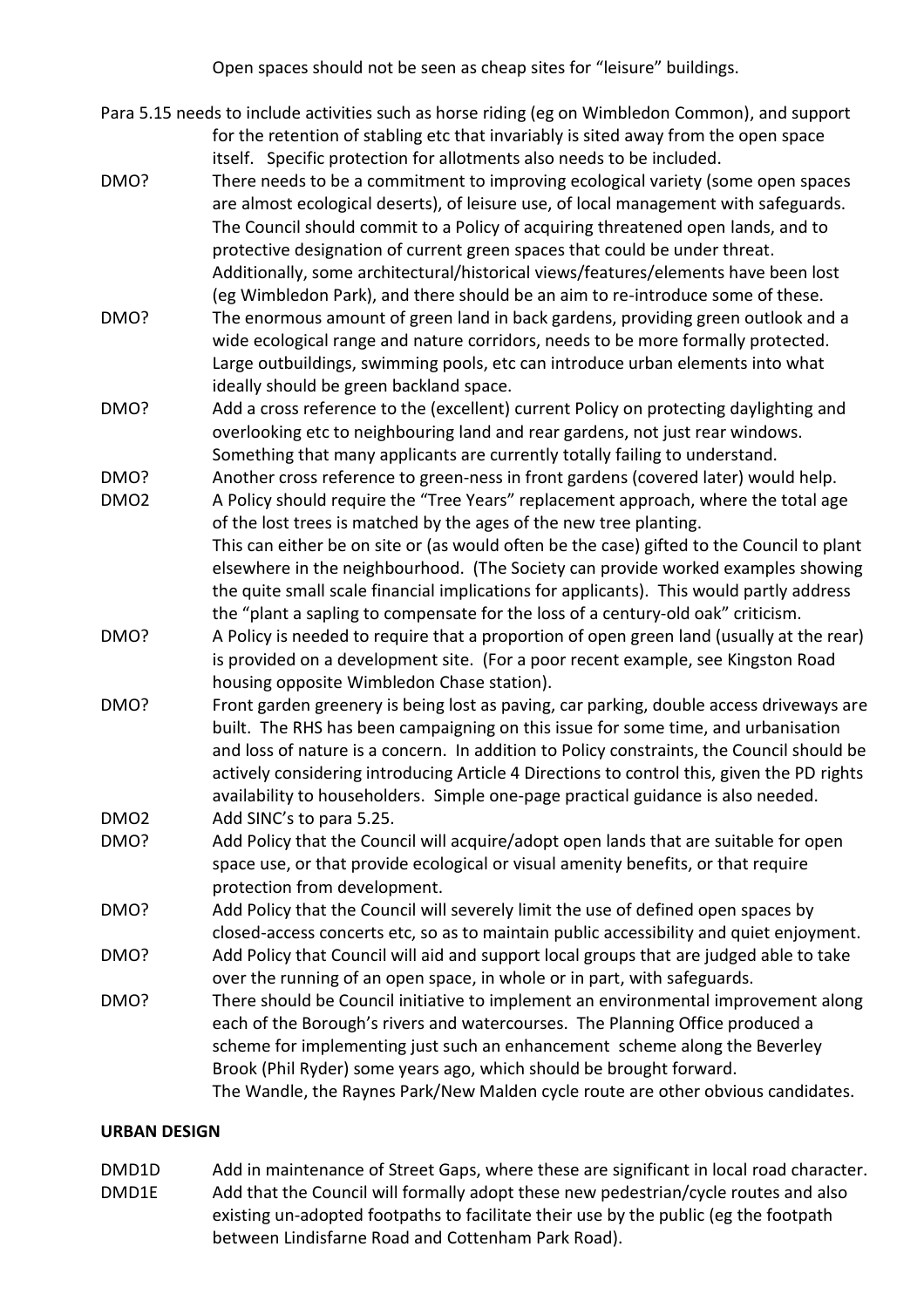Open spaces should not be seen as cheap sites for "leisure" buildings.

Para 5.15 needs to include activities such as horse riding (eg on Wimbledon Common), and support for the retention of stabling etc that invariably is sited away from the open space itself. Specific protection for allotments also needs to be included.

DMO? There needs to be a commitment to improving ecological variety (some open spaces are almost ecological deserts), of leisure use, of local management with safeguards. The Council should commit to a Policy of acquiring threatened open lands, and to protective designation of current green spaces that could be under threat. Additionally, some architectural/historical views/features/elements have been lost (eg Wimbledon Park), and there should be an aim to re-introduce some of these.

DMO? The enormous amount of green land in back gardens, providing green outlook and a wide ecological range and nature corridors, needs to be more formally protected. Large outbuildings, swimming pools, etc can introduce urban elements into what ideally should be green backland space.

DMO? Add a cross reference to the (excellent) current Policy on protecting daylighting and overlooking etc to neighbouring land and rear gardens, not just rear windows. Something that many applicants are currently totally failing to understand.

DMO? Another cross reference to green-ness in front gardens (covered later) would help.

DMO2 A Policy should require the "Tree Years" replacement approach, where the total age of the lost trees is matched by the ages of the new tree planting. This can either be on site or (as would often be the case) gifted to the Council to plant elsewhere in the neighbourhood. (The Society can provide worked examples showing the quite small scale financial implications for applicants). This would partly address the "plant a sapling to compensate for the loss of a century-old oak" criticism.

DMO? A Policy is needed to require that a proportion of open green land (usually at the rear) is provided on a development site. (For a poor recent example, see Kingston Road housing opposite Wimbledon Chase station).

DMO? Front garden greenery is being lost as paving, car parking, double access driveways are built. The RHS has been campaigning on this issue for some time, and urbanisation and loss of nature is a concern. In addition to Policy constraints, the Council should be actively considering introducing Article 4 Directions to control this, given the PD rights availability to householders. Simple one-page practical guidance is also needed.

DMO2 Add SINC's to para 5.25.

DMO? Add Policy that the Council will acquire/adopt open lands that are suitable for open space use, or that provide ecological or visual amenity benefits, or that require protection from development.

DMO? Add Policy that the Council will severely limit the use of defined open spaces by closed-access concerts etc, so as to maintain public accessibility and quiet enjoyment.

DMO? Add Policy that Council will aid and support local groups that are judged able to take over the running of an open space, in whole or in part, with safeguards.

DMO? There should be Council initiative to implement an environmental improvement along each of the Borough's rivers and watercourses. The Planning Office produced a scheme for implementing just such an enhancement scheme along the Beverley Brook (Phil Ryder) some years ago, which should be brought forward. The Wandle, the Raynes Park/New Malden cycle route are other obvious candidates.

**URBAN DESIGN**

DMD1D Add in maintenance of Street Gaps, where these are significant in local road character.

DMD1E Add that the Council will formally adopt these new pedestrian/cycle routes and also existing un-adopted footpaths to facilitate their use by the public (eg the footpath between Lindisfarne Road and Cottenham Park Road).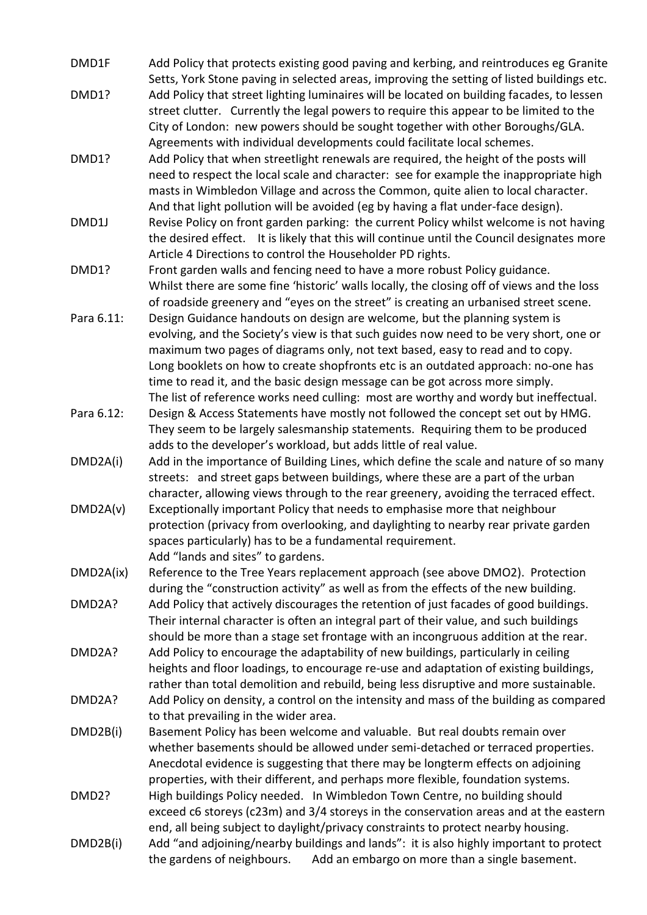| | |
|---|---|
| DMD1F | Add Policy that protects existing good paving and kerbing, and reintroduces eg Granite Setts, York Stone paving in selected areas, improving the setting of listed buildings etc. |
| DMD1? | Add Policy that street lighting luminaires will be located on building facades, to lessen street clutter. Currently the legal powers to require this appear to be limited to the City of London: new powers should be sought together with other Boroughs/GLA. Agreements with individual developments could facilitate local schemes. |
| DMD1? | Add Policy that when streetlight renewals are required, the height of the posts will need to respect the local scale and character: see for example the inappropriate high masts in Wimbledon Village and across the Common, quite alien to local character. And that light pollution will be avoided (eg by having a flat under-face design). |
| DMD1J | Revise Policy on front garden parking: the current Policy whilst welcome is not having the desired effect. It is likely that this will continue until the Council designates more Article 4 Directions to control the Householder PD rights. |
| DMD1? | Front garden walls and fencing need to have a more robust Policy guidance. Whilst there are some fine 'historic' walls locally, the closing off of views and the loss of roadside greenery and "eyes on the street" is creating an urbanised street scene. |
| Para 6.11: | Design Guidance handouts on design are welcome, but the planning system is evolving, and the Society's view is that such guides now need to be very short, one or maximum two pages of diagrams only, not text based, easy to read and to copy. Long booklets on how to create shopfronts etc is an outdated approach: no-one has time to read it, and the basic design message can be got across more simply. The list of reference works need culling: most are worthy and wordy but ineffectual. |
| Para 6.12: | Design & Access Statements have mostly not followed the concept set out by HMG. They seem to be largely salesmanship statements. Requiring them to be produced adds to the developer's workload, but adds little of real value. |
| DMD2A(i) | Add in the importance of Building Lines, which define the scale and nature of so many streets: and street gaps between buildings, where these are a part of the urban character, allowing views through to the rear greenery, avoiding the terraced effect. |
| DMD2A(v) | Exceptionally important Policy that needs to emphasise more that neighbour protection (privacy from overlooking, and daylighting to nearby rear private garden spaces particularly) has to be a fundamental requirement. Add "lands and sites" to gardens. |
| DMD2A(ix) | Reference to the Tree Years replacement approach (see above DMO2). Protection during the "construction activity" as well as from the effects of the new building. |
| DMD2A? | Add Policy that actively discourages the retention of just facades of good buildings. Their internal character is often an integral part of their value, and such buildings should be more than a stage set frontage with an incongruous addition at the rear. |
| DMD2A? | Add Policy to encourage the adaptability of new buildings, particularly in ceiling heights and floor loadings, to encourage re-use and adaptation of existing buildings, rather than total demolition and rebuild, being less disruptive and more sustainable. |
| DMD2A? | Add Policy on density, a control on the intensity and mass of the building as compared to that prevailing in the wider area. |
| DMD2B(i) | Basement Policy has been welcome and valuable. But real doubts remain over whether basements should be allowed under semi-detached or terraced properties. Anecdotal evidence is suggesting that there may be longterm effects on adjoining properties, with their different, and perhaps more flexible, foundation systems. |
| DMD2? | High buildings Policy needed. In Wimbledon Town Centre, no building should exceed c6 storeys (c23m) and 3/4 storeys in the conservation areas and at the eastern end, all being subject to daylight/privacy constraints to protect nearby housing. |
| DMD2B(i) | Add "and adjoining/nearby buildings and lands": it is also highly important to protect the gardens of neighbours. Add an embargo on more than a single basement. |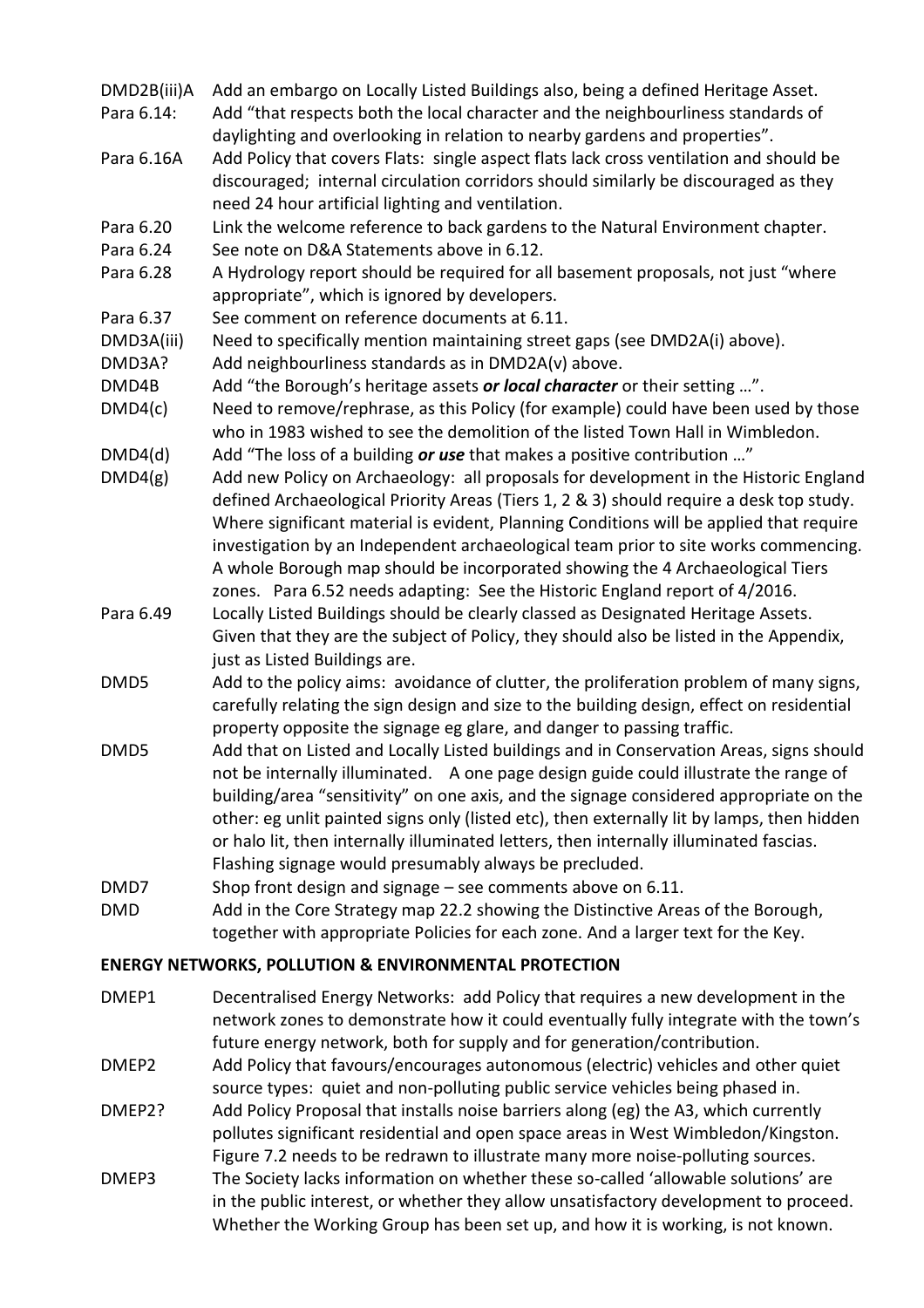| | |
|---|---|
| DMD2B(iii)A | Add an embargo on Locally Listed Buildings also, being a defined Heritage Asset. |
| Para 6.14: | Add "that respects both the local character and the neighbourliness standards of daylighting and overlooking in relation to nearby gardens and properties". |
| Para 6.16A | Add Policy that covers Flats: single aspect flats lack cross ventilation and should be discouraged; internal circulation corridors should similarly be discouraged as they need 24 hour artificial lighting and ventilation. |
| Para 6.20 | Link the welcome reference to back gardens to the Natural Environment chapter. |
| Para 6.24 | See note on D&A Statements above in 6.12. |
| Para 6.28 | A Hydrology report should be required for all basement proposals, not just "where appropriate", which is ignored by developers. |
| Para 6.37 | See comment on reference documents at 6.11. |
| DMD3A(iii) | Need to specifically mention maintaining street gaps (see DMD2A(i) above). |
| DMD3A? | Add neighbourliness standards as in DMD2A(v) above. |
| DMD4B | Add "the Borough's heritage assets ***or local character*** or their setting …". |
| DMD4(c) | Need to remove/rephrase, as this Policy (for example) could have been used by those who in 1983 wished to see the demolition of the listed Town Hall in Wimbledon. |
| DMD4(d) | Add "The loss of a building ***or use*** that makes a positive contribution …" |
| DMD4(g) | Add new Policy on Archaeology: all proposals for development in the Historic England defined Archaeological Priority Areas (Tiers 1, 2 & 3) should require a desk top study. Where significant material is evident, Planning Conditions will be applied that require investigation by an Independent archaeological team prior to site works commencing. A whole Borough map should be incorporated showing the 4 Archaeological Tiers zones. Para 6.52 needs adapting: See the Historic England report of 4/2016. |
| Para 6.49 | Locally Listed Buildings should be clearly classed as Designated Heritage Assets. Given that they are the subject of Policy, they should also be listed in the Appendix, just as Listed Buildings are. |
| DMD5 | Add to the policy aims: avoidance of clutter, the proliferation problem of many signs, carefully relating the sign design and size to the building design, effect on residential property opposite the signage eg glare, and danger to passing traffic. |
| DMD5 | Add that on Listed and Locally Listed buildings and in Conservation Areas, signs should not be internally illuminated. A one page design guide could illustrate the range of building/area "sensitivity" on one axis, and the signage considered appropriate on the other: eg unlit painted signs only (listed etc), then externally lit by lamps, then hidden or halo lit, then internally illuminated letters, then internally illuminated fascias. Flashing signage would presumably always be precluded. |
| DMD7 | Shop front design and signage – see comments above on 6.11. |
| DMD | Add in the Core Strategy map 22.2 showing the Distinctive Areas of the Borough, together with appropriate Policies for each zone. And a larger text for the Key. |

**ENERGY NETWORKS, POLLUTION & ENVIRONMENTAL PROTECTION**

| | |
|---|---|
| DMEP1 | Decentralised Energy Networks: add Policy that requires a new development in the network zones to demonstrate how it could eventually fully integrate with the town's future energy network, both for supply and for generation/contribution. |
| DMEP2 | Add Policy that favours/encourages autonomous (electric) vehicles and other quiet source types: quiet and non-polluting public service vehicles being phased in. |
| DMEP2? | Add Policy Proposal that installs noise barriers along (eg) the A3, which currently pollutes significant residential and open space areas in West Wimbledon/Kingston. Figure 7.2 needs to be redrawn to illustrate many more noise-polluting sources. |
| DMEP3 | The Society lacks information on whether these so-called 'allowable solutions' are in the public interest, or whether they allow unsatisfactory development to proceed. Whether the Working Group has been set up, and how it is working, is not known. |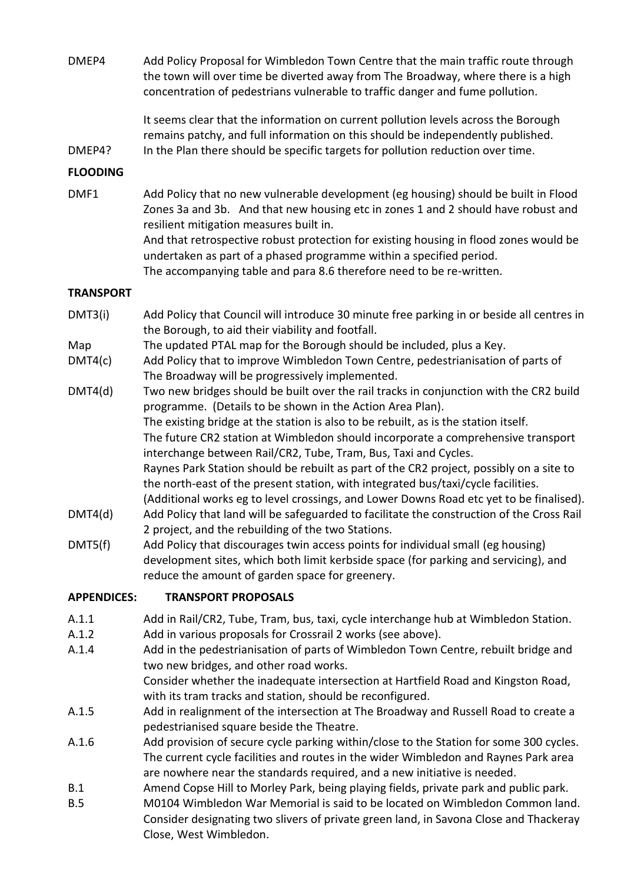| | |
|---|---|
| DMEP4 | Add Policy Proposal for Wimbledon Town Centre that the main traffic route through the town will over time be diverted away from The Broadway, where there is a high concentration of pedestrians vulnerable to traffic danger and fume pollution. |
| | It seems clear that the information on current pollution levels across the Borough remains patchy, and full information on this should be independently published. |
| DMEP4? | In the Plan there should be specific targets for pollution reduction over time. |

**FLOODING**

| | |
|---|---|
| DMF1 | Add Policy that no new vulnerable development (eg housing) should be built in Flood Zones 3a and 3b. And that new housing etc in zones 1 and 2 should have robust and resilient mitigation measures built in.<br>And that retrospective robust protection for existing housing in flood zones would be undertaken as part of a phased programme within a specified period.<br>The accompanying table and para 8.6 therefore need to be re-written. |

**TRANSPORT**

| | |
|---|---|
| DMT3(i) | Add Policy that Council will introduce 30 minute free parking in or beside all centres in the Borough, to aid their viability and footfall. |
| Map | The updated PTAL map for the Borough should be included, plus a Key. |
| DMT4(c) | Add Policy that to improve Wimbledon Town Centre, pedestrianisation of parts of The Broadway will be progressively implemented. |
| DMT4(d) | Two new bridges should be built over the rail tracks in conjunction with the CR2 build programme. (Details to be shown in the Action Area Plan).<br>The existing bridge at the station is also to be rebuilt, as is the station itself.<br>The future CR2 station at Wimbledon should incorporate a comprehensive transport interchange between Rail/CR2, Tube, Tram, Bus, Taxi and Cycles.<br>Raynes Park Station should be rebuilt as part of the CR2 project, possibly on a site to the north-east of the present station, with integrated bus/taxi/cycle facilities.<br>(Additional works eg to level crossings, and Lower Downs Road etc yet to be finalised). |
| DMT4(d) | Add Policy that land will be safeguarded to facilitate the construction of the Cross Rail 2 project, and the rebuilding of the two Stations. |
| DMT5(f) | Add Policy that discourages twin access points for individual small (eg housing) development sites, which both limit kerbside space (for parking and servicing), and reduce the amount of garden space for greenery. |

**APPENDICES: TRANSPORT PROPOSALS**

| | |
|---|---|
| A.1.1 | Add in Rail/CR2, Tube, Tram, bus, taxi, cycle interchange hub at Wimbledon Station. |
| A.1.2 | Add in various proposals for Crossrail 2 works (see above). |
| A.1.4 | Add in the pedestrianisation of parts of Wimbledon Town Centre, rebuilt bridge and two new bridges, and other road works.<br>Consider whether the inadequate intersection at Hartfield Road and Kingston Road, with its tram tracks and station, should be reconfigured. |
| A.1.5 | Add in realignment of the intersection at The Broadway and Russell Road to create a pedestrianised square beside the Theatre. |
| A.1.6 | Add provision of secure cycle parking within/close to the Station for some 300 cycles.<br>The current cycle facilities and routes in the wider Wimbledon and Raynes Park area are nowhere near the standards required, and a new initiative is needed. |
| B.1 | Amend Copse Hill to Morley Park, being playing fields, private park and public park. |
| B.5 | M0104 Wimbledon War Memorial is said to be located on Wimbledon Common land.<br>Consider designating two slivers of private green land, in Savona Close and Thackeray Close, West Wimbledon. |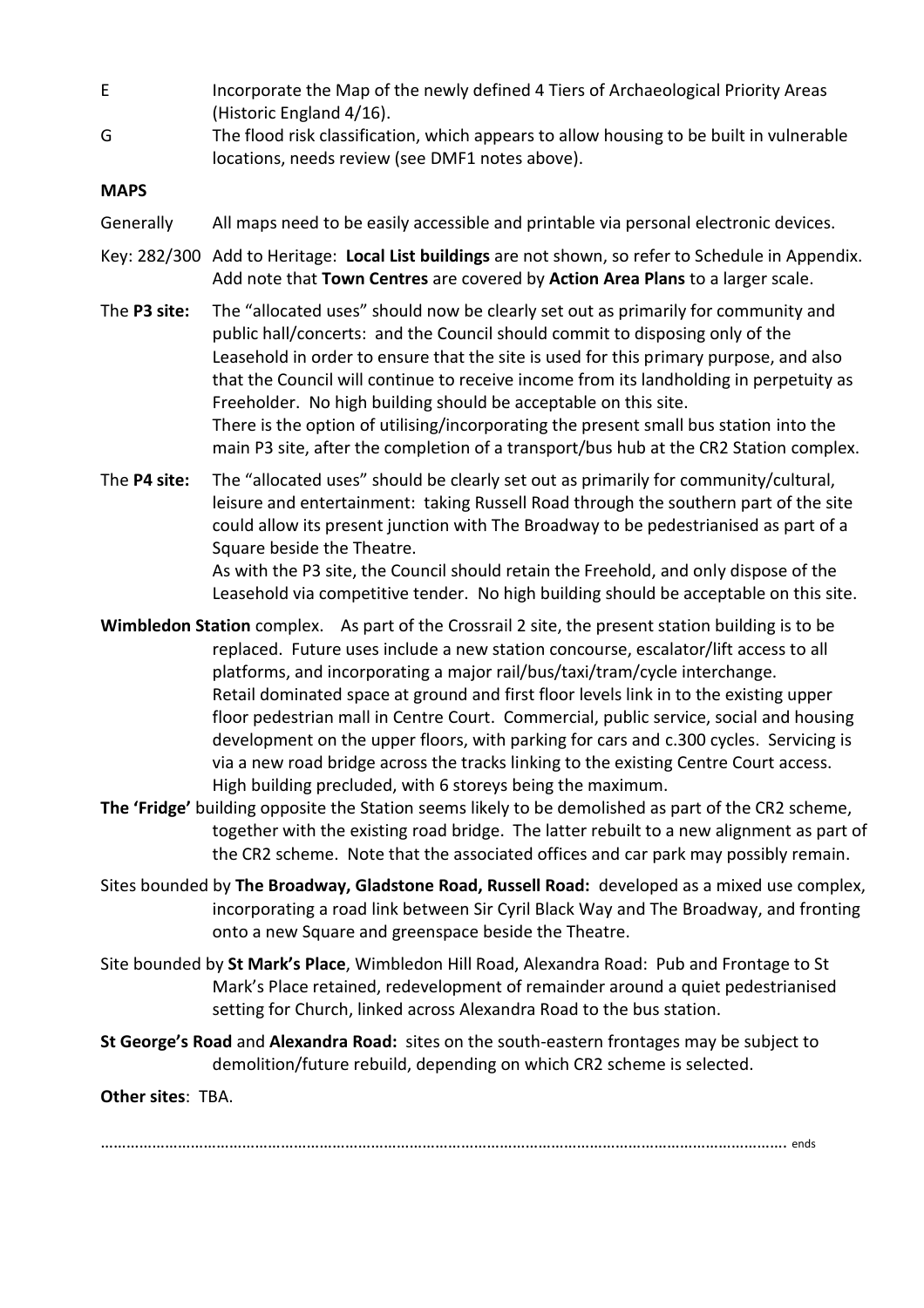E Incorporate the Map of the newly defined 4 Tiers of Archaeological Priority Areas (Historic England 4/16).

G The flood risk classification, which appears to allow housing to be built in vulnerable locations, needs review (see DMF1 notes above).

**MAPS**

Generally All maps need to be easily accessible and printable via personal electronic devices.

Key: 282/300 Add to Heritage: **Local List buildings** are not shown, so refer to Schedule in Appendix. Add note that **Town Centres** are covered by **Action Area Plans** to a larger scale.

The **P3 site:** The "allocated uses" should now be clearly set out as primarily for community and public hall/concerts: and the Council should commit to disposing only of the Leasehold in order to ensure that the site is used for this primary purpose, and also that the Council will continue to receive income from its landholding in perpetuity as Freeholder. No high building should be acceptable on this site.
There is the option of utilising/incorporating the present small bus station into the main P3 site, after the completion of a transport/bus hub at the CR2 Station complex.

The **P4 site:** The "allocated uses" should be clearly set out as primarily for community/cultural, leisure and entertainment: taking Russell Road through the southern part of the site could allow its present junction with The Broadway to be pedestrianised as part of a Square beside the Theatre.
As with the P3 site, the Council should retain the Freehold, and only dispose of the Leasehold via competitive tender. No high building should be acceptable on this site.

**Wimbledon Station** complex. As part of the Crossrail 2 site, the present station building is to be replaced. Future uses include a new station concourse, escalator/lift access to all platforms, and incorporating a major rail/bus/taxi/tram/cycle interchange.
Retail dominated space at ground and first floor levels link in to the existing upper floor pedestrian mall in Centre Court. Commercial, public service, social and housing development on the upper floors, with parking for cars and c.300 cycles. Servicing is via a new road bridge across the tracks linking to the existing Centre Court access.
High building precluded, with 6 storeys being the maximum.

**The 'Fridge'** building opposite the Station seems likely to be demolished as part of the CR2 scheme, together with the existing road bridge. The latter rebuilt to a new alignment as part of the CR2 scheme. Note that the associated offices and car park may possibly remain.

Sites bounded by **The Broadway, Gladstone Road, Russell Road:** developed as a mixed use complex, incorporating a road link between Sir Cyril Black Way and The Broadway, and fronting onto a new Square and greenspace beside the Theatre.

Site bounded by **St Mark's Place**, Wimbledon Hill Road, Alexandra Road: Pub and Frontage to St Mark's Place retained, redevelopment of remainder around a quiet pedestrianised setting for Church, linked across Alexandra Road to the bus station.

**St George's Road** and **Alexandra Road:** sites on the south-eastern frontages may be subject to demolition/future rebuild, depending on which CR2 scheme is selected.

**Other sites**: TBA.

……………………………………………………………………………………………………………………………………… ends